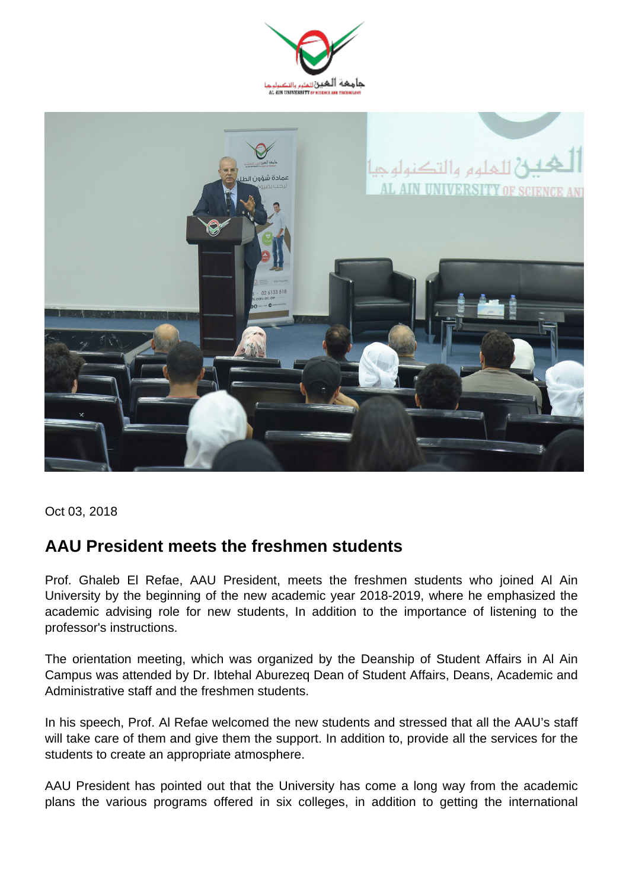Oct 03, 2018

## AAU President meets the freshmen students

Prof. Ghaleb El Refae, AAU President, meets the freshmen students who joined Al Ain University by the beginning of the new academic year 2018-2019, where he emphasized the academic advising role for new students, In addition to the importance of listening to the professor's instructions.

The orientation meeting, which was organized by the Deanship of Student Affairs in Al Ain Campus was attended by Dr. Ibtehal Aburezeq Dean of Student Affairs, Deans, Academic and Administrative staff and the freshmen students.

In his speech, Prof. Al Refae welcomed the new students and stressed that all the AAU's staff will take care of them and give them the support. In addition to, provide all the services for the students to create an appropriate atmosphere.

AAU President has pointed out that the University has come a long way from the academic plans the various programs offered in six colleges, in addition to getting the international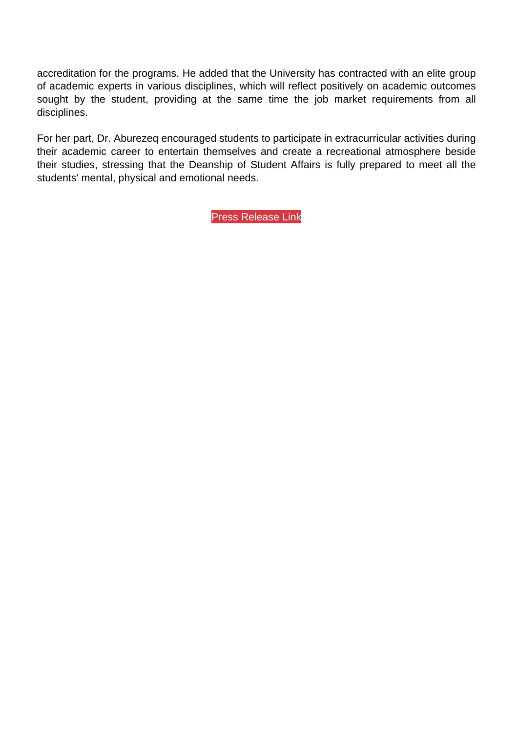accreditation for the programs. He added that the University has contracted with an elite group of academic experts in various disciplines, which will reflect positively on academic outcomes sought by the student, providing at the same time the job market requirements from all disciplines.

For her part, Dr. Aburezeq encouraged students to participate in extracurricular activities during their academic career to entertain themselves and create a recreational atmosphere beside their studies, stressing that the Deanship of Student Affairs is fully prepared to meet all the students' mental, physical and emotional needs.

Press Release Link